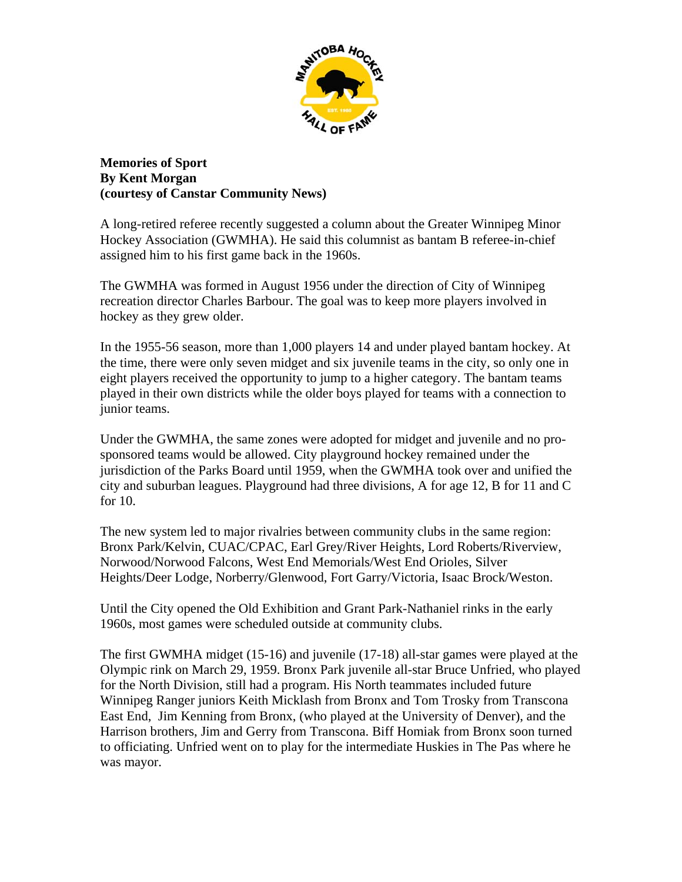**Memories of Sport**
**By Kent Morgan**
**(courtesy of Canstar Community News)**

A long-retired referee recently suggested a column about the Greater Winnipeg Minor Hockey Association (GWMHA). He said this columnist as bantam B referee-in-chief assigned him to his first game back in the 1960s.

The GWMHA was formed in August 1956 under the direction of City of Winnipeg recreation director Charles Barbour. The goal was to keep more players involved in hockey as they grew older.

In the 1955-56 season, more than 1,000 players 14 and under played bantam hockey. At the time, there were only seven midget and six juvenile teams in the city, so only one in eight players received the opportunity to jump to a higher category. The bantam teams played in their own districts while the older boys played for teams with a connection to junior teams.

Under the GWMHA, the same zones were adopted for midget and juvenile and no pro-sponsored teams would be allowed. City playground hockey remained under the jurisdiction of the Parks Board until 1959, when the GWMHA took over and unified the city and suburban leagues. Playground had three divisions, A for age 12, B for 11 and C for 10.

The new system led to major rivalries between community clubs in the same region: Bronx Park/Kelvin, CUAC/CPAC, Earl Grey/River Heights, Lord Roberts/Riverview, Norwood/Norwood Falcons, West End Memorials/West End Orioles, Silver Heights/Deer Lodge, Norberry/Glenwood, Fort Garry/Victoria, Isaac Brock/Weston.

Until the City opened the Old Exhibition and Grant Park-Nathaniel rinks in the early 1960s, most games were scheduled outside at community clubs.

The first GWMHA midget (15-16) and juvenile (17-18) all-star games were played at the Olympic rink on March 29, 1959. Bronx Park juvenile all-star Bruce Unfried, who played for the North Division, still had a program. His North teammates included future Winnipeg Ranger juniors Keith Micklash from Bronx and Tom Trosky from Transcona East End, Jim Kenning from Bronx, (who played at the University of Denver), and the Harrison brothers, Jim and Gerry from Transcona. Biff Homiak from Bronx soon turned to officiating. Unfried went on to play for the intermediate Huskies in The Pas where he was mayor.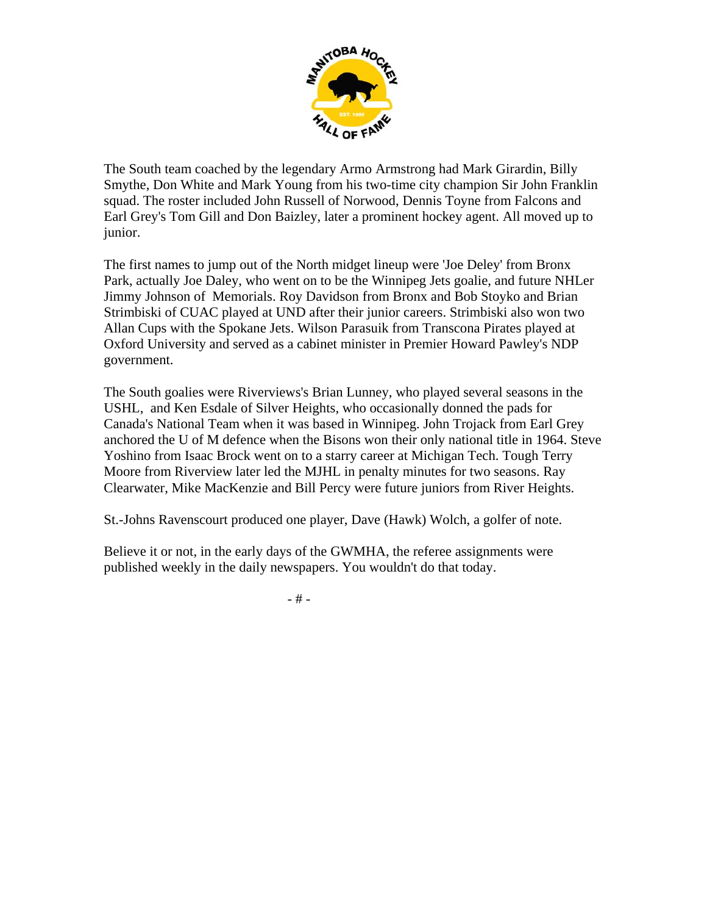The South team coached by the legendary Armo Armstrong had Mark Girardin, Billy Smythe, Don White and Mark Young from his two-time city champion Sir John Franklin squad. The roster included John Russell of Norwood, Dennis Toyne from Falcons and Earl Grey's Tom Gill and Don Baizley, later a prominent hockey agent. All moved up to junior.

The first names to jump out of the North midget lineup were 'Joe Deley' from Bronx Park, actually Joe Daley, who went on to be the Winnipeg Jets goalie, and future NHLer Jimmy Johnson of Memorials. Roy Davidson from Bronx and Bob Stoyko and Brian Strimbiski of CUAC played at UND after their junior careers. Strimbiski also won two Allan Cups with the Spokane Jets. Wilson Parasuik from Transcona Pirates played at Oxford University and served as a cabinet minister in Premier Howard Pawley's NDP government.

The South goalies were Riverviews's Brian Lunney, who played several seasons in the USHL, and Ken Esdale of Silver Heights, who occasionally donned the pads for Canada's National Team when it was based in Winnipeg. John Trojack from Earl Grey anchored the U of M defence when the Bisons won their only national title in 1964. Steve Yoshino from Isaac Brock went on to a starry career at Michigan Tech. Tough Terry Moore from Riverview later led the MJHL in penalty minutes for two seasons. Ray Clearwater, Mike MacKenzie and Bill Percy were future juniors from River Heights.

St.-Johns Ravenscourt produced one player, Dave (Hawk) Wolch, a golfer of note.

Believe it or not, in the early days of the GWMHA, the referee assignments were published weekly in the daily newspapers. You wouldn't do that today.

- # -